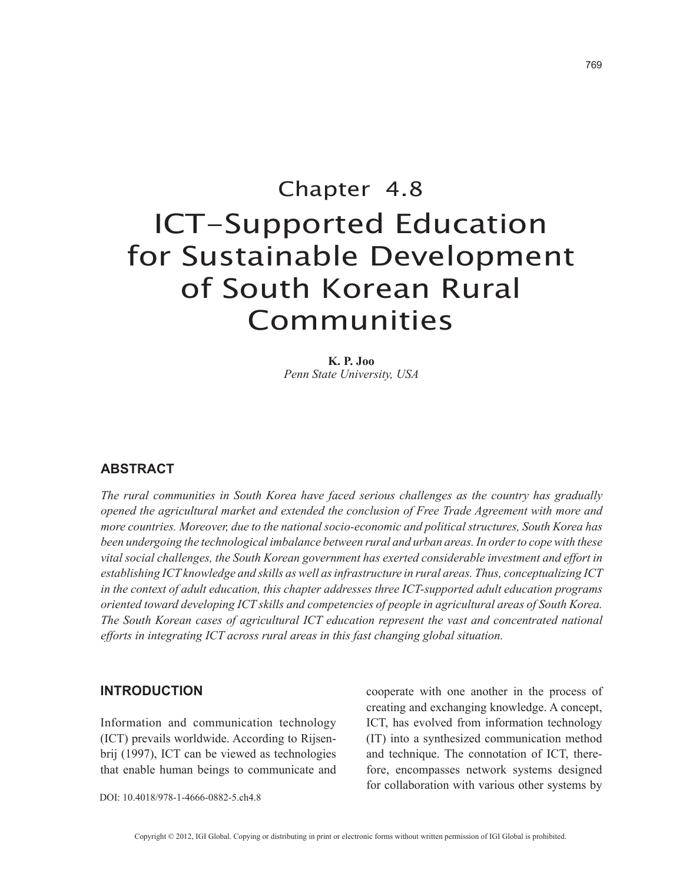Chapter 4.8

# ICT-Supported Education for Sustainable Development of South Korean Rural Communities

**K. P. Joo**
*Penn State University, USA*

## ABSTRACT

*The rural communities in South Korea have faced serious challenges as the country has gradually opened the agricultural market and extended the conclusion of Free Trade Agreement with more and more countries. Moreover, due to the national socio-economic and political structures, South Korea has been undergoing the technological imbalance between rural and urban areas. In order to cope with these vital social challenges, the South Korean government has exerted considerable investment and effort in establishing ICT knowledge and skills as well as infrastructure in rural areas. Thus, conceptualizing ICT in the context of adult education, this chapter addresses three ICT-supported adult education programs oriented toward developing ICT skills and competencies of people in agricultural areas of South Korea. The South Korean cases of agricultural ICT education represent the vast and concentrated national efforts in integrating ICT across rural areas in this fast changing global situation.*

## INTRODUCTION

Information and communication technology (ICT) prevails worldwide. According to Rijsenbrij (1997), ICT can be viewed as technologies that enable human beings to communicate and cooperate with one another in the process of creating and exchanging knowledge. A concept, ICT, has evolved from information technology (IT) into a synthesized communication method and technique. The connotation of ICT, therefore, encompasses network systems designed for collaboration with various other systems by

DOI: 10.4018/978-1-4666-0882-5.ch4.8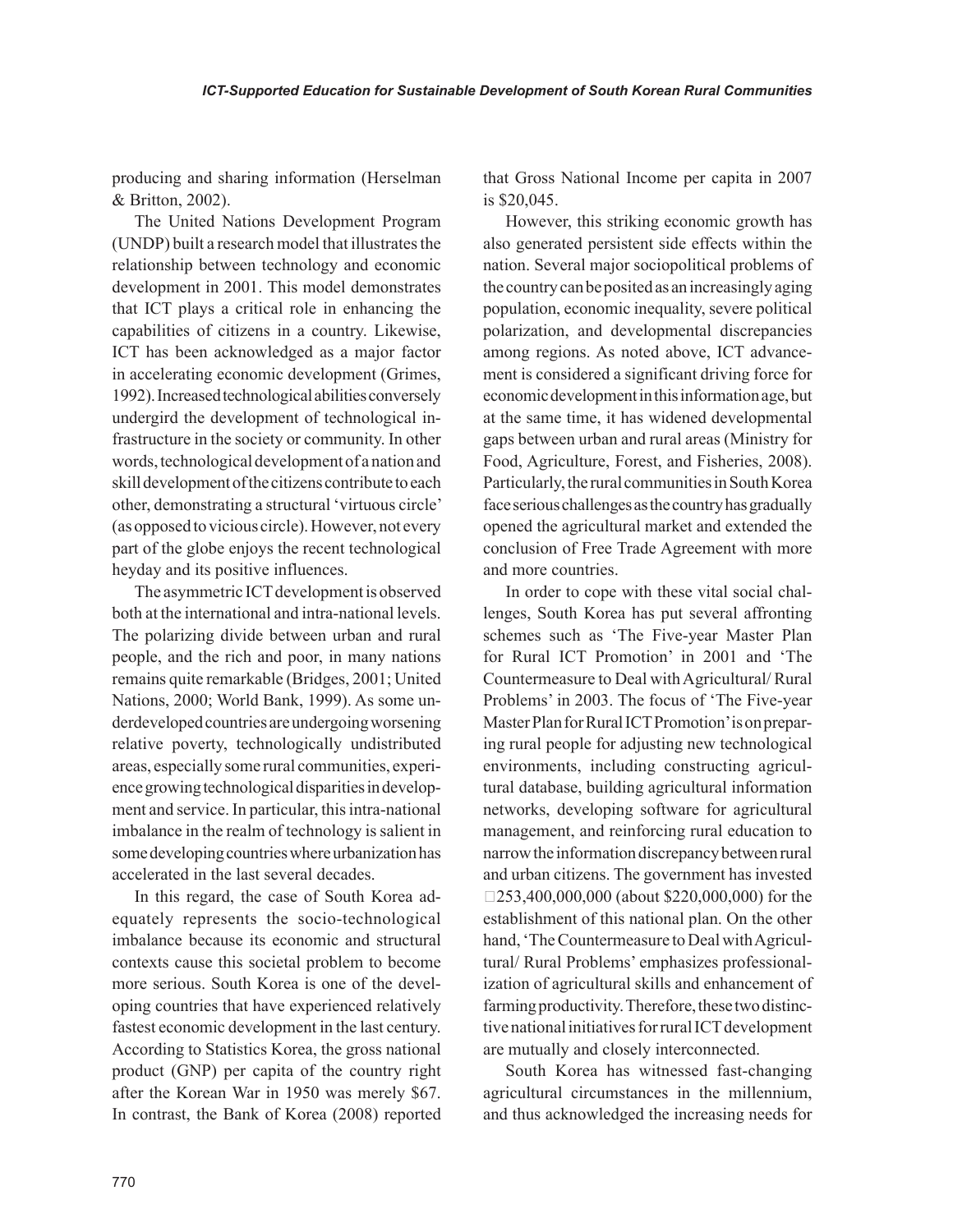producing and sharing information (Herselman & Britton, 2002).

The United Nations Development Program (UNDP) built a research model that illustrates the relationship between technology and economic development in 2001. This model demonstrates that ICT plays a critical role in enhancing the capabilities of citizens in a country. Likewise, ICT has been acknowledged as a major factor in accelerating economic development (Grimes, 1992). Increased technological abilities conversely undergird the development of technological infrastructure in the society or community. In other words, technological development of a nation and skill development of the citizens contribute to each other, demonstrating a structural 'virtuous circle' (as opposed to vicious circle). However, not every part of the globe enjoys the recent technological heyday and its positive influences.

The asymmetric ICT development is observed both at the international and intra-national levels. The polarizing divide between urban and rural people, and the rich and poor, in many nations remains quite remarkable (Bridges, 2001; United Nations, 2000; World Bank, 1999). As some underdeveloped countries are undergoing worsening relative poverty, technologically undistributed areas, especially some rural communities, experience growing technological disparities in development and service. In particular, this intra-national imbalance in the realm of technology is salient in some developing countries where urbanization has accelerated in the last several decades.

In this regard, the case of South Korea adequately represents the socio-technological imbalance because its economic and structural contexts cause this societal problem to become more serious. South Korea is one of the developing countries that have experienced relatively fastest economic development in the last century. According to Statistics Korea, the gross national product (GNP) per capita of the country right after the Korean War in 1950 was merely \$67. In contrast, the Bank of Korea (2008) reported that Gross National Income per capita in 2007 is \$20,045.

However, this striking economic growth has also generated persistent side effects within the nation. Several major sociopolitical problems of the country can be posited as an increasingly aging population, economic inequality, severe political polarization, and developmental discrepancies among regions. As noted above, ICT advancement is considered a significant driving force for economic development in this information age, but at the same time, it has widened developmental gaps between urban and rural areas (Ministry for Food, Agriculture, Forest, and Fisheries, 2008). Particularly, the rural communities in South Korea face serious challenges as the country has gradually opened the agricultural market and extended the conclusion of Free Trade Agreement with more and more countries.

In order to cope with these vital social challenges, South Korea has put several affronting schemes such as 'The Five-year Master Plan for Rural ICT Promotion' in 2001 and 'The Countermeasure to Deal with Agricultural/ Rural Problems' in 2003. The focus of 'The Five-year Master Plan for Rural ICT Promotion' is on preparing rural people for adjusting new technological environments, including constructing agricultural database, building agricultural information networks, developing software for agricultural management, and reinforcing rural education to narrow the information discrepancy between rural and urban citizens. The government has invested ₩253,400,000,000 (about \$220,000,000) for the establishment of this national plan. On the other hand, 'The Countermeasure to Deal with Agricultural/ Rural Problems' emphasizes professionalization of agricultural skills and enhancement of farming productivity. Therefore, these two distinctive national initiatives for rural ICT development are mutually and closely interconnected.

South Korea has witnessed fast-changing agricultural circumstances in the millennium, and thus acknowledged the increasing needs for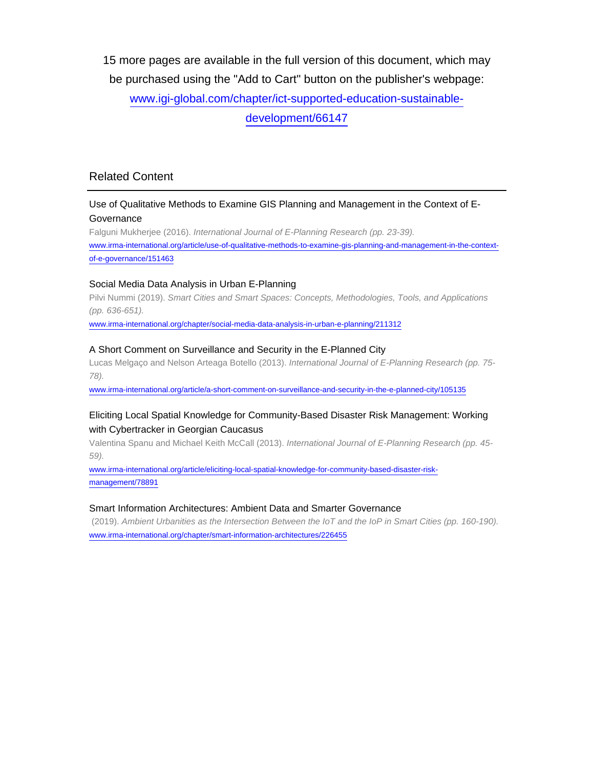15 more pages are available in the full version of this document, which may be purchased using the "Add to Cart" button on the publisher's webpage: www.igi-global.com/chapter/ict-supported-education-sustainable-development/66147

## Related Content

### Use of Qualitative Methods to Examine GIS Planning and Management in the Context of E-Governance

Falguni Mukherjee (2016). *International Journal of E-Planning Research (pp. 23-39).*

www.irma-international.org/article/use-of-qualitative-methods-to-examine-gis-planning-and-management-in-the-context-of-e-governance/151463

### Social Media Data Analysis in Urban E-Planning

Pilvi Nummi (2019). *Smart Cities and Smart Spaces: Concepts, Methodologies, Tools, and Applications (pp. 636-651).*

www.irma-international.org/chapter/social-media-data-analysis-in-urban-e-planning/211312

### A Short Comment on Surveillance and Security in the E-Planned City

Lucas Melgaço and Nelson Arteaga Botello (2013). *International Journal of E-Planning Research (pp. 75-78).*

www.irma-international.org/article/a-short-comment-on-surveillance-and-security-in-the-e-planned-city/105135

### Eliciting Local Spatial Knowledge for Community-Based Disaster Risk Management: Working with Cybertracker in Georgian Caucasus

Valentina Spanu and Michael Keith McCall (2013). *International Journal of E-Planning Research (pp. 45-59).*

www.irma-international.org/article/eliciting-local-spatial-knowledge-for-community-based-disaster-risk-management/78891

### Smart Information Architectures: Ambient Data and Smarter Governance

(2019). *Ambient Urbanities as the Intersection Between the IoT and the IoP in Smart Cities (pp. 160-190).*

www.irma-international.org/chapter/smart-information-architectures/226455